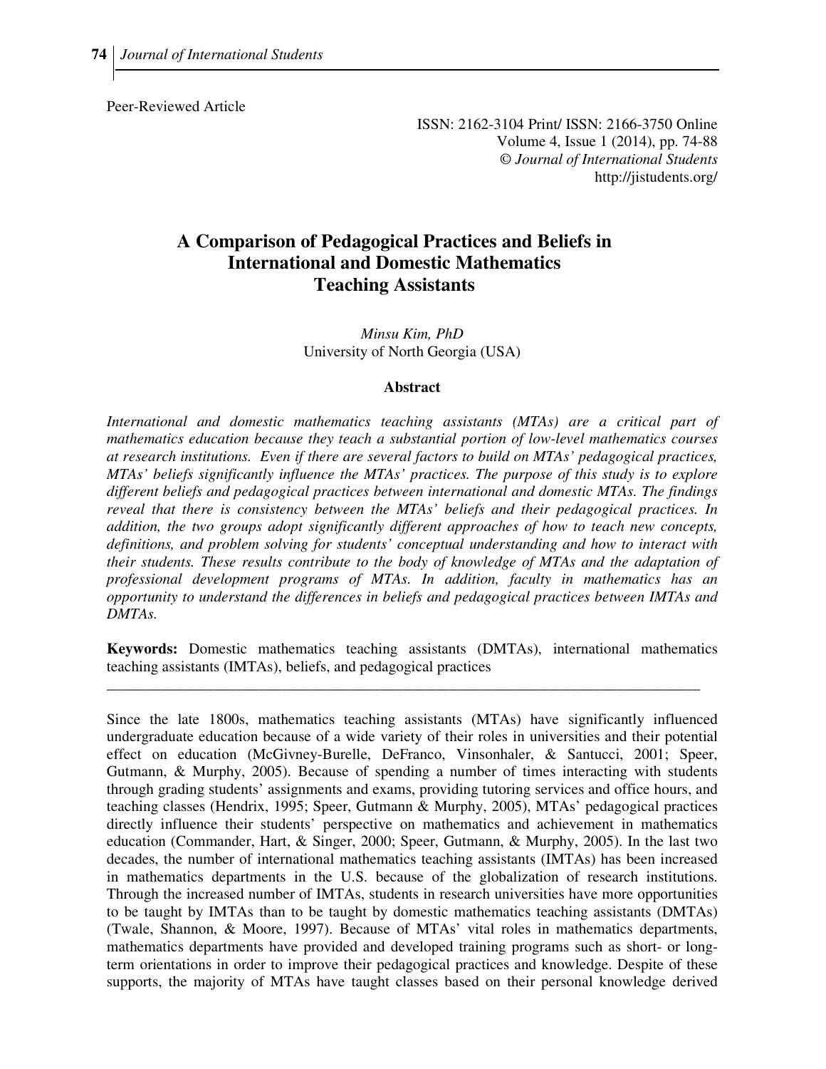Peer-Reviewed Article

ISSN: 2162-3104 Print/ ISSN: 2166-3750 Online
Volume 4, Issue 1 (2014), pp. 74-88
© *Journal of International Students*
http://jistudents.org/

# A Comparison of Pedagogical Practices and Beliefs in International and Domestic Mathematics Teaching Assistants

*Minsu Kim, PhD*
University of North Georgia (USA)

## Abstract

*International and domestic mathematics teaching assistants (MTAs) are a critical part of mathematics education because they teach a substantial portion of low-level mathematics courses at research institutions. Even if there are several factors to build on MTAs' pedagogical practices, MTAs' beliefs significantly influence the MTAs' practices. The purpose of this study is to explore different beliefs and pedagogical practices between international and domestic MTAs. The findings reveal that there is consistency between the MTAs' beliefs and their pedagogical practices. In addition, the two groups adopt significantly different approaches of how to teach new concepts, definitions, and problem solving for students' conceptual understanding and how to interact with their students. These results contribute to the body of knowledge of MTAs and the adaptation of professional development programs of MTAs. In addition, faculty in mathematics has an opportunity to understand the differences in beliefs and pedagogical practices between IMTAs and DMTAs.*

**Keywords:** Domestic mathematics teaching assistants (DMTAs), international mathematics teaching assistants (IMTAs), beliefs, and pedagogical practices

---

Since the late 1800s, mathematics teaching assistants (MTAs) have significantly influenced undergraduate education because of a wide variety of their roles in universities and their potential effect on education (McGivney-Burelle, DeFranco, Vinsonhaler, & Santucci, 2001; Speer, Gutmann, & Murphy, 2005). Because of spending a number of times interacting with students through grading students' assignments and exams, providing tutoring services and office hours, and teaching classes (Hendrix, 1995; Speer, Gutmann & Murphy, 2005), MTAs' pedagogical practices directly influence their students' perspective on mathematics and achievement in mathematics education (Commander, Hart, & Singer, 2000; Speer, Gutmann, & Murphy, 2005). In the last two decades, the number of international mathematics teaching assistants (IMTAs) has been increased in mathematics departments in the U.S. because of the globalization of research institutions. Through the increased number of IMTAs, students in research universities have more opportunities to be taught by IMTAs than to be taught by domestic mathematics teaching assistants (DMTAs) (Twale, Shannon, & Moore, 1997). Because of MTAs' vital roles in mathematics departments, mathematics departments have provided and developed training programs such as short- or long-term orientations in order to improve their pedagogical practices and knowledge. Despite of these supports, the majority of MTAs have taught classes based on their personal knowledge derived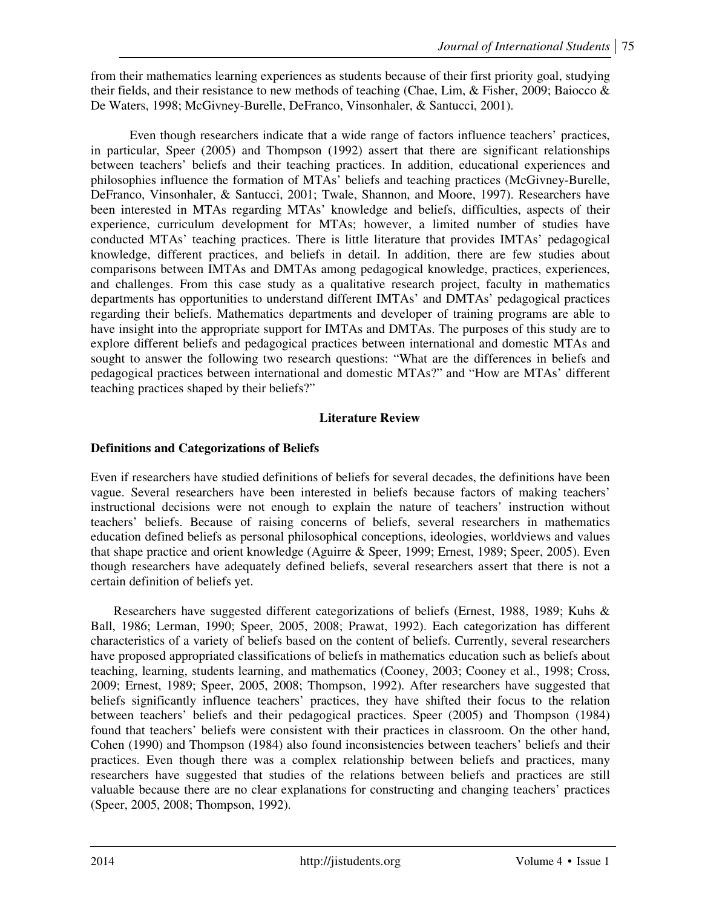from their mathematics learning experiences as students because of their first priority goal, studying their fields, and their resistance to new methods of teaching (Chae, Lim, & Fisher, 2009; Baiocco & De Waters, 1998; McGivney-Burelle, DeFranco, Vinsonhaler, & Santucci, 2001).

Even though researchers indicate that a wide range of factors influence teachers' practices, in particular, Speer (2005) and Thompson (1992) assert that there are significant relationships between teachers' beliefs and their teaching practices. In addition, educational experiences and philosophies influence the formation of MTAs' beliefs and teaching practices (McGivney-Burelle, DeFranco, Vinsonhaler, & Santucci, 2001; Twale, Shannon, and Moore, 1997). Researchers have been interested in MTAs regarding MTAs' knowledge and beliefs, difficulties, aspects of their experience, curriculum development for MTAs; however, a limited number of studies have conducted MTAs' teaching practices. There is little literature that provides IMTAs' pedagogical knowledge, different practices, and beliefs in detail. In addition, there are few studies about comparisons between IMTAs and DMTAs among pedagogical knowledge, practices, experiences, and challenges. From this case study as a qualitative research project, faculty in mathematics departments has opportunities to understand different IMTAs' and DMTAs' pedagogical practices regarding their beliefs. Mathematics departments and developer of training programs are able to have insight into the appropriate support for IMTAs and DMTAs. The purposes of this study are to explore different beliefs and pedagogical practices between international and domestic MTAs and sought to answer the following two research questions: "What are the differences in beliefs and pedagogical practices between international and domestic MTAs?" and "How are MTAs' different teaching practices shaped by their beliefs?"

## Literature Review

### Definitions and Categorizations of Beliefs

Even if researchers have studied definitions of beliefs for several decades, the definitions have been vague. Several researchers have been interested in beliefs because factors of making teachers' instructional decisions were not enough to explain the nature of teachers' instruction without teachers' beliefs. Because of raising concerns of beliefs, several researchers in mathematics education defined beliefs as personal philosophical conceptions, ideologies, worldviews and values that shape practice and orient knowledge (Aguirre & Speer, 1999; Ernest, 1989; Speer, 2005). Even though researchers have adequately defined beliefs, several researchers assert that there is not a certain definition of beliefs yet.

Researchers have suggested different categorizations of beliefs (Ernest, 1988, 1989; Kuhs & Ball, 1986; Lerman, 1990; Speer, 2005, 2008; Prawat, 1992). Each categorization has different characteristics of a variety of beliefs based on the content of beliefs. Currently, several researchers have proposed appropriated classifications of beliefs in mathematics education such as beliefs about teaching, learning, students learning, and mathematics (Cooney, 2003; Cooney et al., 1998; Cross, 2009; Ernest, 1989; Speer, 2005, 2008; Thompson, 1992). After researchers have suggested that beliefs significantly influence teachers' practices, they have shifted their focus to the relation between teachers' beliefs and their pedagogical practices. Speer (2005) and Thompson (1984) found that teachers' beliefs were consistent with their practices in classroom. On the other hand, Cohen (1990) and Thompson (1984) also found inconsistencies between teachers' beliefs and their practices. Even though there was a complex relationship between beliefs and practices, many researchers have suggested that studies of the relations between beliefs and practices are still valuable because there are no clear explanations for constructing and changing teachers' practices (Speer, 2005, 2008; Thompson, 1992).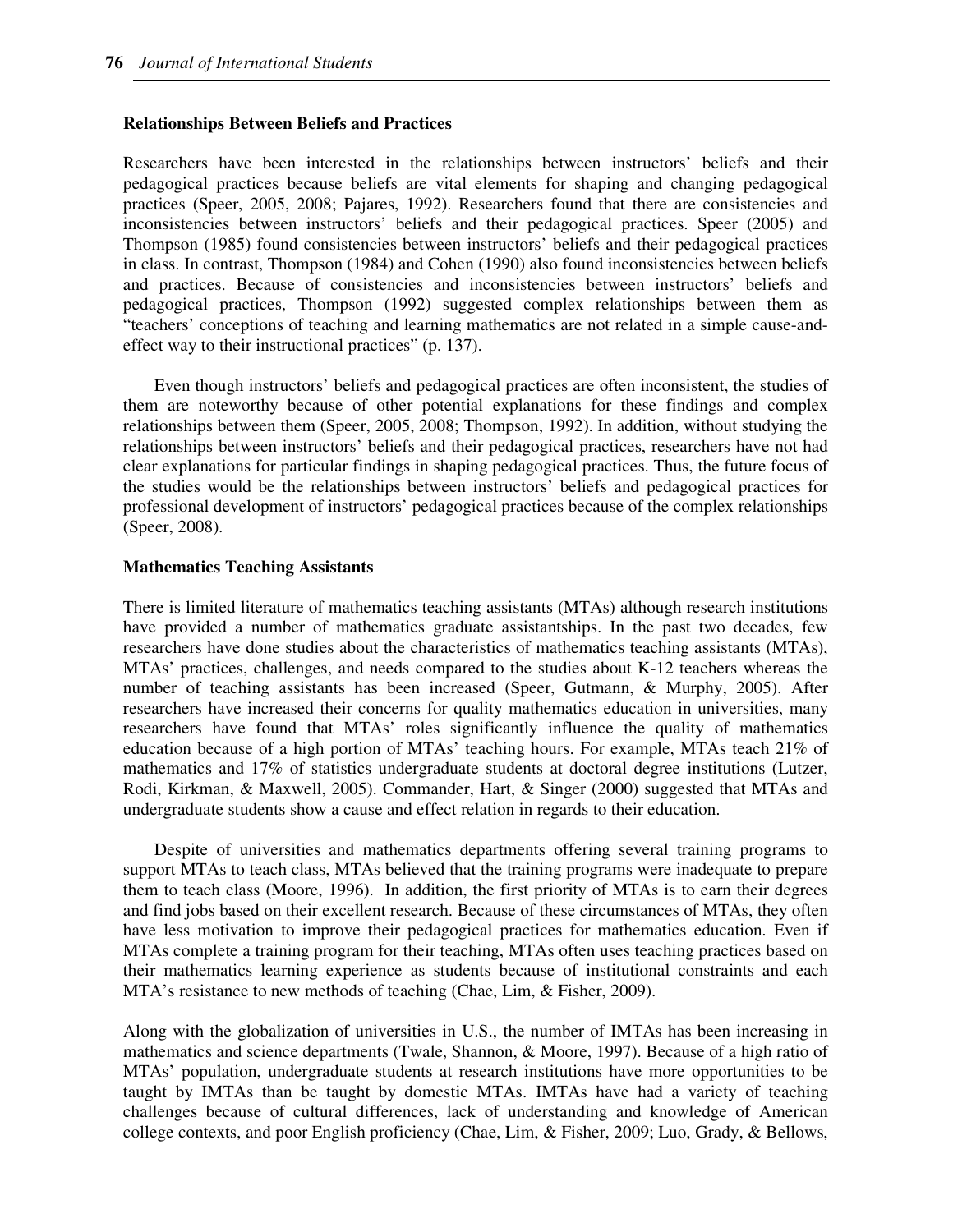### Relationships Between Beliefs and Practices

Researchers have been interested in the relationships between instructors' beliefs and their pedagogical practices because beliefs are vital elements for shaping and changing pedagogical practices (Speer, 2005, 2008; Pajares, 1992). Researchers found that there are consistencies and inconsistencies between instructors' beliefs and their pedagogical practices. Speer (2005) and Thompson (1985) found consistencies between instructors' beliefs and their pedagogical practices in class. In contrast, Thompson (1984) and Cohen (1990) also found inconsistencies between beliefs and practices. Because of consistencies and inconsistencies between instructors' beliefs and pedagogical practices, Thompson (1992) suggested complex relationships between them as "teachers' conceptions of teaching and learning mathematics are not related in a simple cause-and-effect way to their instructional practices" (p. 137).

Even though instructors' beliefs and pedagogical practices are often inconsistent, the studies of them are noteworthy because of other potential explanations for these findings and complex relationships between them (Speer, 2005, 2008; Thompson, 1992). In addition, without studying the relationships between instructors' beliefs and their pedagogical practices, researchers have not had clear explanations for particular findings in shaping pedagogical practices. Thus, the future focus of the studies would be the relationships between instructors' beliefs and pedagogical practices for professional development of instructors' pedagogical practices because of the complex relationships (Speer, 2008).

### Mathematics Teaching Assistants

There is limited literature of mathematics teaching assistants (MTAs) although research institutions have provided a number of mathematics graduate assistantships. In the past two decades, few researchers have done studies about the characteristics of mathematics teaching assistants (MTAs), MTAs' practices, challenges, and needs compared to the studies about K-12 teachers whereas the number of teaching assistants has been increased (Speer, Gutmann, & Murphy, 2005). After researchers have increased their concerns for quality mathematics education in universities, many researchers have found that MTAs' roles significantly influence the quality of mathematics education because of a high portion of MTAs' teaching hours. For example, MTAs teach 21% of mathematics and 17% of statistics undergraduate students at doctoral degree institutions (Lutzer, Rodi, Kirkman, & Maxwell, 2005). Commander, Hart, & Singer (2000) suggested that MTAs and undergraduate students show a cause and effect relation in regards to their education.

Despite of universities and mathematics departments offering several training programs to support MTAs to teach class, MTAs believed that the training programs were inadequate to prepare them to teach class (Moore, 1996). In addition, the first priority of MTAs is to earn their degrees and find jobs based on their excellent research. Because of these circumstances of MTAs, they often have less motivation to improve their pedagogical practices for mathematics education. Even if MTAs complete a training program for their teaching, MTAs often uses teaching practices based on their mathematics learning experience as students because of institutional constraints and each MTA's resistance to new methods of teaching (Chae, Lim, & Fisher, 2009).

Along with the globalization of universities in U.S., the number of IMTAs has been increasing in mathematics and science departments (Twale, Shannon, & Moore, 1997). Because of a high ratio of MTAs' population, undergraduate students at research institutions have more opportunities to be taught by IMTAs than be taught by domestic MTAs. IMTAs have had a variety of teaching challenges because of cultural differences, lack of understanding and knowledge of American college contexts, and poor English proficiency (Chae, Lim, & Fisher, 2009; Luo, Grady, & Bellows,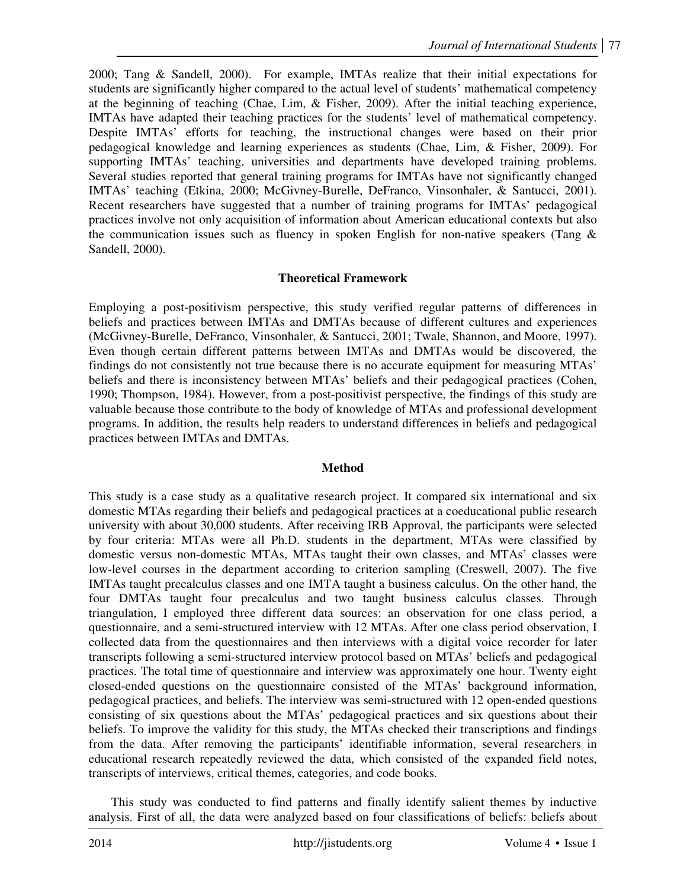2000; Tang & Sandell, 2000). For example, IMTAs realize that their initial expectations for students are significantly higher compared to the actual level of students' mathematical competency at the beginning of teaching (Chae, Lim, & Fisher, 2009). After the initial teaching experience, IMTAs have adapted their teaching practices for the students' level of mathematical competency. Despite IMTAs' efforts for teaching, the instructional changes were based on their prior pedagogical knowledge and learning experiences as students (Chae, Lim, & Fisher, 2009). For supporting IMTAs' teaching, universities and departments have developed training problems. Several studies reported that general training programs for IMTAs have not significantly changed IMTAs' teaching (Etkina, 2000; McGivney-Burelle, DeFranco, Vinsonhaler, & Santucci, 2001). Recent researchers have suggested that a number of training programs for IMTAs' pedagogical practices involve not only acquisition of information about American educational contexts but also the communication issues such as fluency in spoken English for non-native speakers (Tang & Sandell, 2000).

## Theoretical Framework

Employing a post-positivism perspective, this study verified regular patterns of differences in beliefs and practices between IMTAs and DMTAs because of different cultures and experiences (McGivney-Burelle, DeFranco, Vinsonhaler, & Santucci, 2001; Twale, Shannon, and Moore, 1997). Even though certain different patterns between IMTAs and DMTAs would be discovered, the findings do not consistently not true because there is no accurate equipment for measuring MTAs' beliefs and there is inconsistency between MTAs' beliefs and their pedagogical practices (Cohen, 1990; Thompson, 1984). However, from a post-positivist perspective, the findings of this study are valuable because those contribute to the body of knowledge of MTAs and professional development programs. In addition, the results help readers to understand differences in beliefs and pedagogical practices between IMTAs and DMTAs.

## Method

This study is a case study as a qualitative research project. It compared six international and six domestic MTAs regarding their beliefs and pedagogical practices at a coeducational public research university with about 30,000 students. After receiving IRB Approval, the participants were selected by four criteria: MTAs were all Ph.D. students in the department, MTAs were classified by domestic versus non-domestic MTAs, MTAs taught their own classes, and MTAs' classes were low-level courses in the department according to criterion sampling (Creswell, 2007). The five IMTAs taught precalculus classes and one IMTA taught a business calculus. On the other hand, the four DMTAs taught four precalculus and two taught business calculus classes. Through triangulation, I employed three different data sources: an observation for one class period, a questionnaire, and a semi-structured interview with 12 MTAs. After one class period observation, I collected data from the questionnaires and then interviews with a digital voice recorder for later transcripts following a semi-structured interview protocol based on MTAs' beliefs and pedagogical practices. The total time of questionnaire and interview was approximately one hour. Twenty eight closed-ended questions on the questionnaire consisted of the MTAs' background information, pedagogical practices, and beliefs. The interview was semi-structured with 12 open-ended questions consisting of six questions about the MTAs' pedagogical practices and six questions about their beliefs. To improve the validity for this study, the MTAs checked their transcriptions and findings from the data. After removing the participants' identifiable information, several researchers in educational research repeatedly reviewed the data, which consisted of the expanded field notes, transcripts of interviews, critical themes, categories, and code books.

This study was conducted to find patterns and finally identify salient themes by inductive analysis. First of all, the data were analyzed based on four classifications of beliefs: beliefs about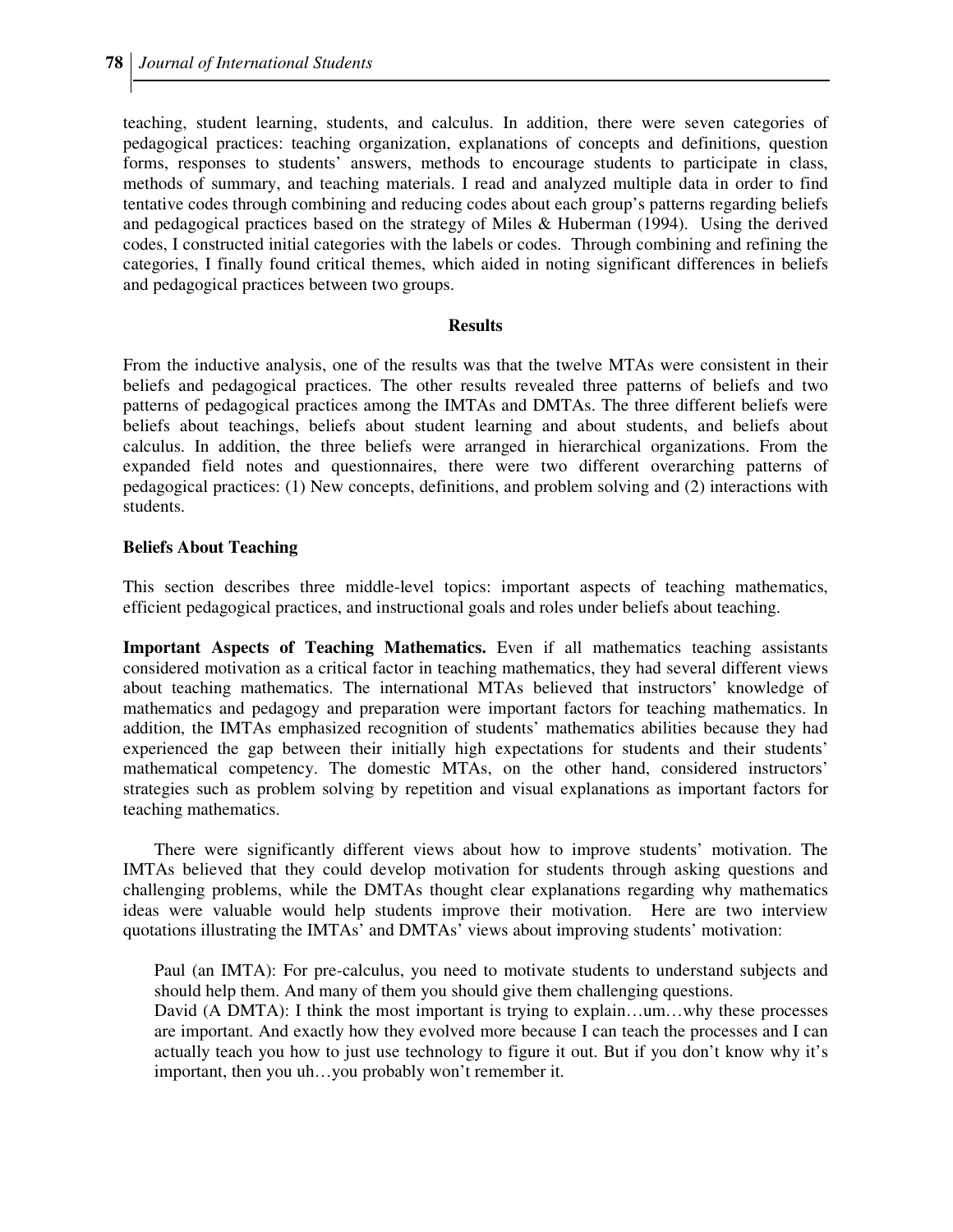teaching, student learning, students, and calculus. In addition, there were seven categories of pedagogical practices: teaching organization, explanations of concepts and definitions, question forms, responses to students' answers, methods to encourage students to participate in class, methods of summary, and teaching materials. I read and analyzed multiple data in order to find tentative codes through combining and reducing codes about each group's patterns regarding beliefs and pedagogical practices based on the strategy of Miles & Huberman (1994). Using the derived codes, I constructed initial categories with the labels or codes. Through combining and refining the categories, I finally found critical themes, which aided in noting significant differences in beliefs and pedagogical practices between two groups.

## Results

From the inductive analysis, one of the results was that the twelve MTAs were consistent in their beliefs and pedagogical practices. The other results revealed three patterns of beliefs and two patterns of pedagogical practices among the IMTAs and DMTAs. The three different beliefs were beliefs about teachings, beliefs about student learning and about students, and beliefs about calculus. In addition, the three beliefs were arranged in hierarchical organizations. From the expanded field notes and questionnaires, there were two different overarching patterns of pedagogical practices: (1) New concepts, definitions, and problem solving and (2) interactions with students.

### Beliefs About Teaching

This section describes three middle-level topics: important aspects of teaching mathematics, efficient pedagogical practices, and instructional goals and roles under beliefs about teaching.

**Important Aspects of Teaching Mathematics.** Even if all mathematics teaching assistants considered motivation as a critical factor in teaching mathematics, they had several different views about teaching mathematics. The international MTAs believed that instructors' knowledge of mathematics and pedagogy and preparation were important factors for teaching mathematics. In addition, the IMTAs emphasized recognition of students' mathematics abilities because they had experienced the gap between their initially high expectations for students and their students' mathematical competency. The domestic MTAs, on the other hand, considered instructors' strategies such as problem solving by repetition and visual explanations as important factors for teaching mathematics.

There were significantly different views about how to improve students' motivation. The IMTAs believed that they could develop motivation for students through asking questions and challenging problems, while the DMTAs thought clear explanations regarding why mathematics ideas were valuable would help students improve their motivation. Here are two interview quotations illustrating the IMTAs' and DMTAs' views about improving students' motivation:

> Paul (an IMTA): For pre-calculus, you need to motivate students to understand subjects and should help them. And many of them you should give them challenging questions.
>
> David (A DMTA): I think the most important is trying to explain…um…why these processes are important. And exactly how they evolved more because I can teach the processes and I can actually teach you how to just use technology to figure it out. But if you don't know why it's important, then you uh…you probably won't remember it.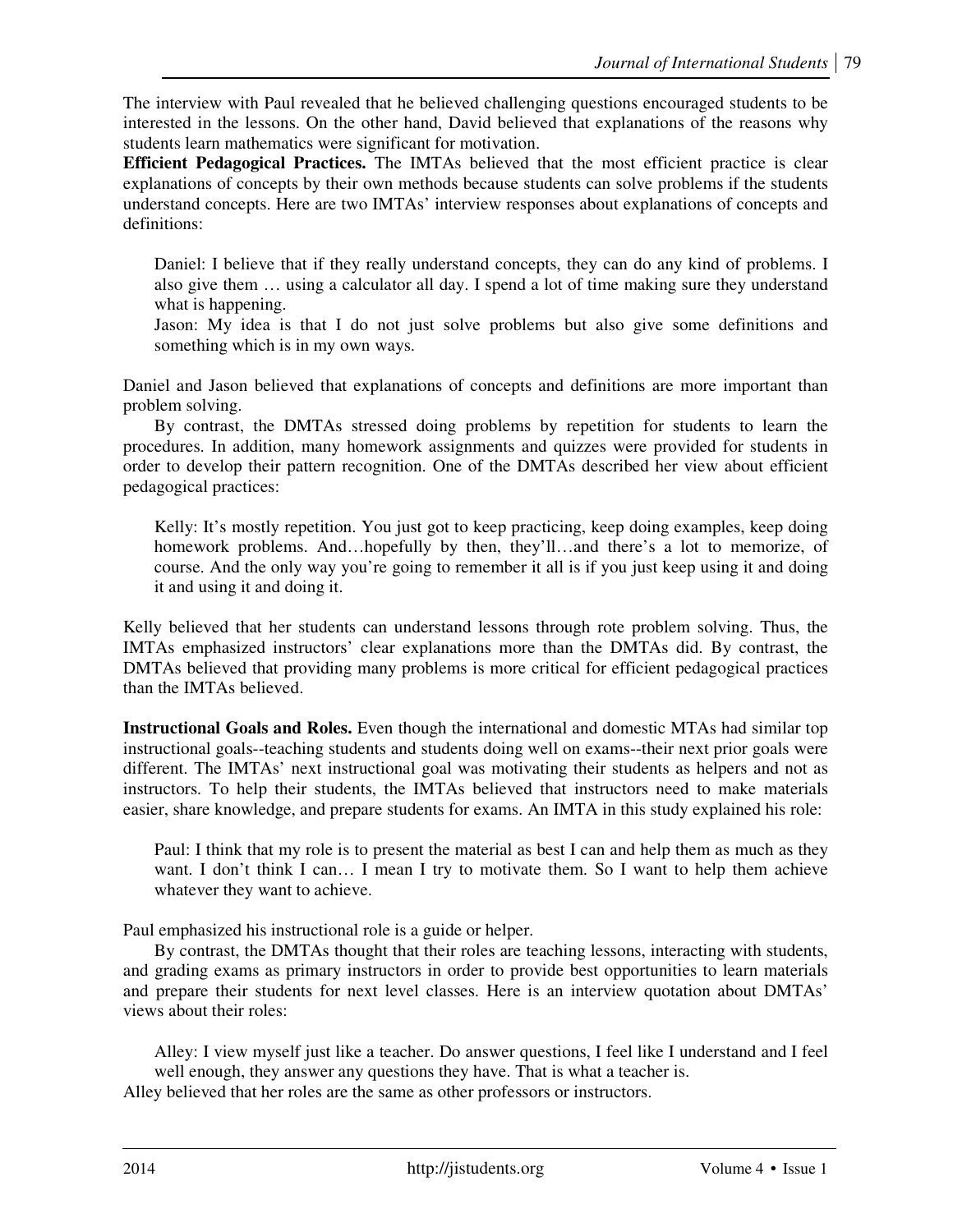The interview with Paul revealed that he believed challenging questions encouraged students to be interested in the lessons. On the other hand, David believed that explanations of the reasons why students learn mathematics were significant for motivation.

**Efficient Pedagogical Practices.** The IMTAs believed that the most efficient practice is clear explanations of concepts by their own methods because students can solve problems if the students understand concepts. Here are two IMTAs' interview responses about explanations of concepts and definitions:

> Daniel: I believe that if they really understand concepts, they can do any kind of problems. I also give them … using a calculator all day. I spend a lot of time making sure they understand what is happening.
>
> Jason: My idea is that I do not just solve problems but also give some definitions and something which is in my own ways.

Daniel and Jason believed that explanations of concepts and definitions are more important than problem solving.

By contrast, the DMTAs stressed doing problems by repetition for students to learn the procedures. In addition, many homework assignments and quizzes were provided for students in order to develop their pattern recognition. One of the DMTAs described her view about efficient pedagogical practices:

> Kelly: It's mostly repetition. You just got to keep practicing, keep doing examples, keep doing homework problems. And…hopefully by then, they'll…and there's a lot to memorize, of course. And the only way you're going to remember it all is if you just keep using it and doing it and using it and doing it.

Kelly believed that her students can understand lessons through rote problem solving. Thus, the IMTAs emphasized instructors' clear explanations more than the DMTAs did. By contrast, the DMTAs believed that providing many problems is more critical for efficient pedagogical practices than the IMTAs believed.

**Instructional Goals and Roles.** Even though the international and domestic MTAs had similar top instructional goals--teaching students and students doing well on exams--their next prior goals were different. The IMTAs' next instructional goal was motivating their students as helpers and not as instructors. To help their students, the IMTAs believed that instructors need to make materials easier, share knowledge, and prepare students for exams. An IMTA in this study explained his role:

> Paul: I think that my role is to present the material as best I can and help them as much as they want. I don't think I can… I mean I try to motivate them. So I want to help them achieve whatever they want to achieve.

Paul emphasized his instructional role is a guide or helper.

By contrast, the DMTAs thought that their roles are teaching lessons, interacting with students, and grading exams as primary instructors in order to provide best opportunities to learn materials and prepare their students for next level classes. Here is an interview quotation about DMTAs' views about their roles:

> Alley: I view myself just like a teacher. Do answer questions, I feel like I understand and I feel well enough, they answer any questions they have. That is what a teacher is.

Alley believed that her roles are the same as other professors or instructors.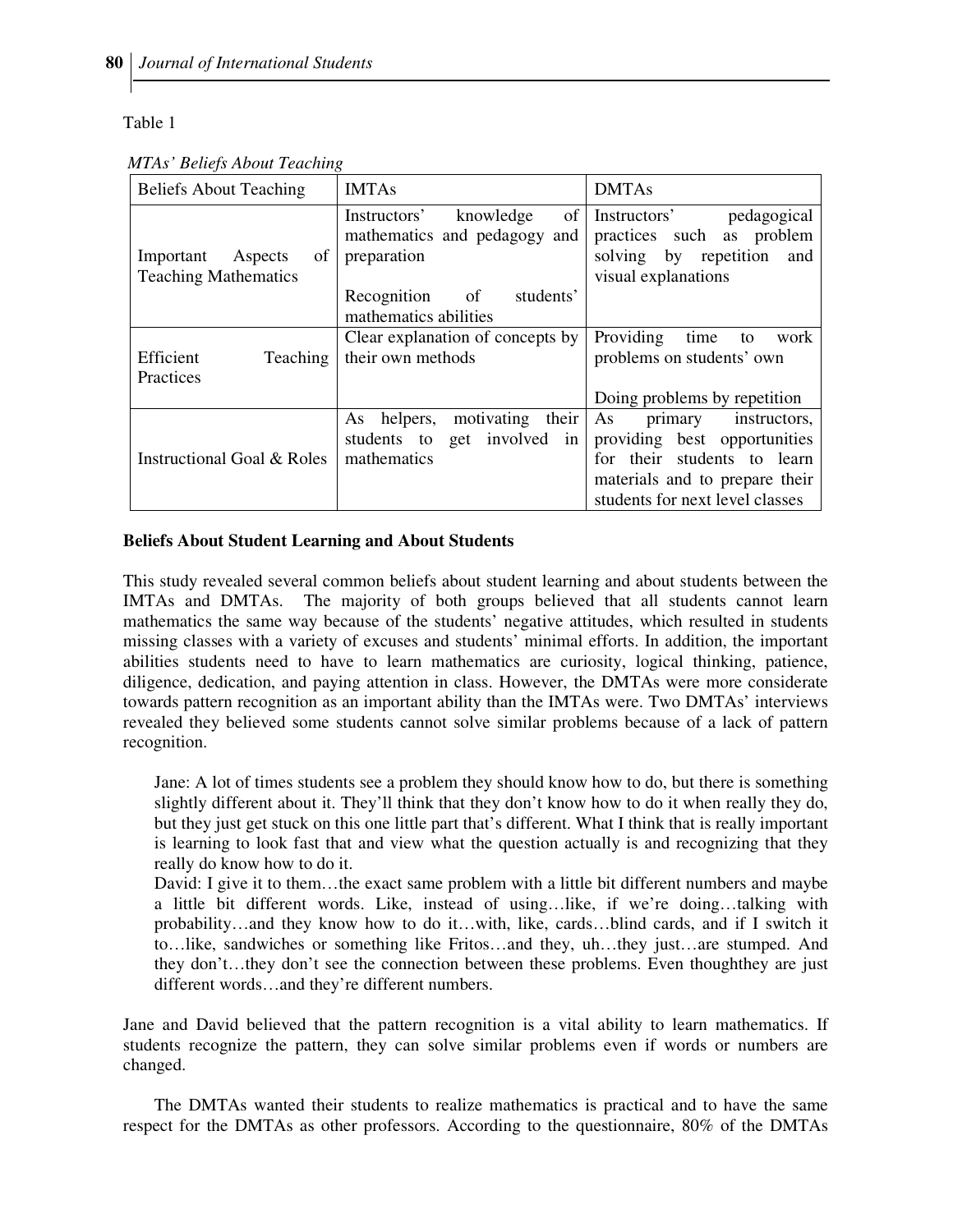Table 1

*MTAs' Beliefs About Teaching*

| Beliefs About Teaching | IMTAs | DMTAs |
|---|---|---|
| Important Aspects of Teaching Mathematics | Instructors' knowledge of mathematics and pedagogy and preparation<br><br>Recognition of students' mathematics abilities | Instructors' pedagogical practices such as problem solving by repetition and visual explanations |
| Efficient Teaching Practices | Clear explanation of concepts by their own methods | Providing time to work problems on students' own<br><br>Doing problems by repetition |
| Instructional Goal & Roles | As helpers, motivating their students to get involved in mathematics | As primary instructors, providing best opportunities for their students to learn materials and to prepare their students for next level classes |

**Beliefs About Student Learning and About Students**

This study revealed several common beliefs about student learning and about students between the IMTAs and DMTAs. The majority of both groups believed that all students cannot learn mathematics the same way because of the students' negative attitudes, which resulted in students missing classes with a variety of excuses and students' minimal efforts. In addition, the important abilities students need to have to learn mathematics are curiosity, logical thinking, patience, diligence, dedication, and paying attention in class. However, the DMTAs were more considerate towards pattern recognition as an important ability than the IMTAs were. Two DMTAs' interviews revealed they believed some students cannot solve similar problems because of a lack of pattern recognition.

> Jane: A lot of times students see a problem they should know how to do, but there is something slightly different about it. They'll think that they don't know how to do it when really they do, but they just get stuck on this one little part that's different. What I think that is really important is learning to look fast that and view what the question actually is and recognizing that they really do know how to do it.
>
> David: I give it to them…the exact same problem with a little bit different numbers and maybe a little bit different words. Like, instead of using…like, if we're doing…talking with probability…and they know how to do it…with, like, cards…blind cards, and if I switch it to…like, sandwiches or something like Fritos…and they, uh…they just…are stumped. And they don't…they don't see the connection between these problems. Even thoughthey are just different words…and they're different numbers.

Jane and David believed that the pattern recognition is a vital ability to learn mathematics. If students recognize the pattern, they can solve similar problems even if words or numbers are changed.

The DMTAs wanted their students to realize mathematics is practical and to have the same respect for the DMTAs as other professors. According to the questionnaire, 80% of the DMTAs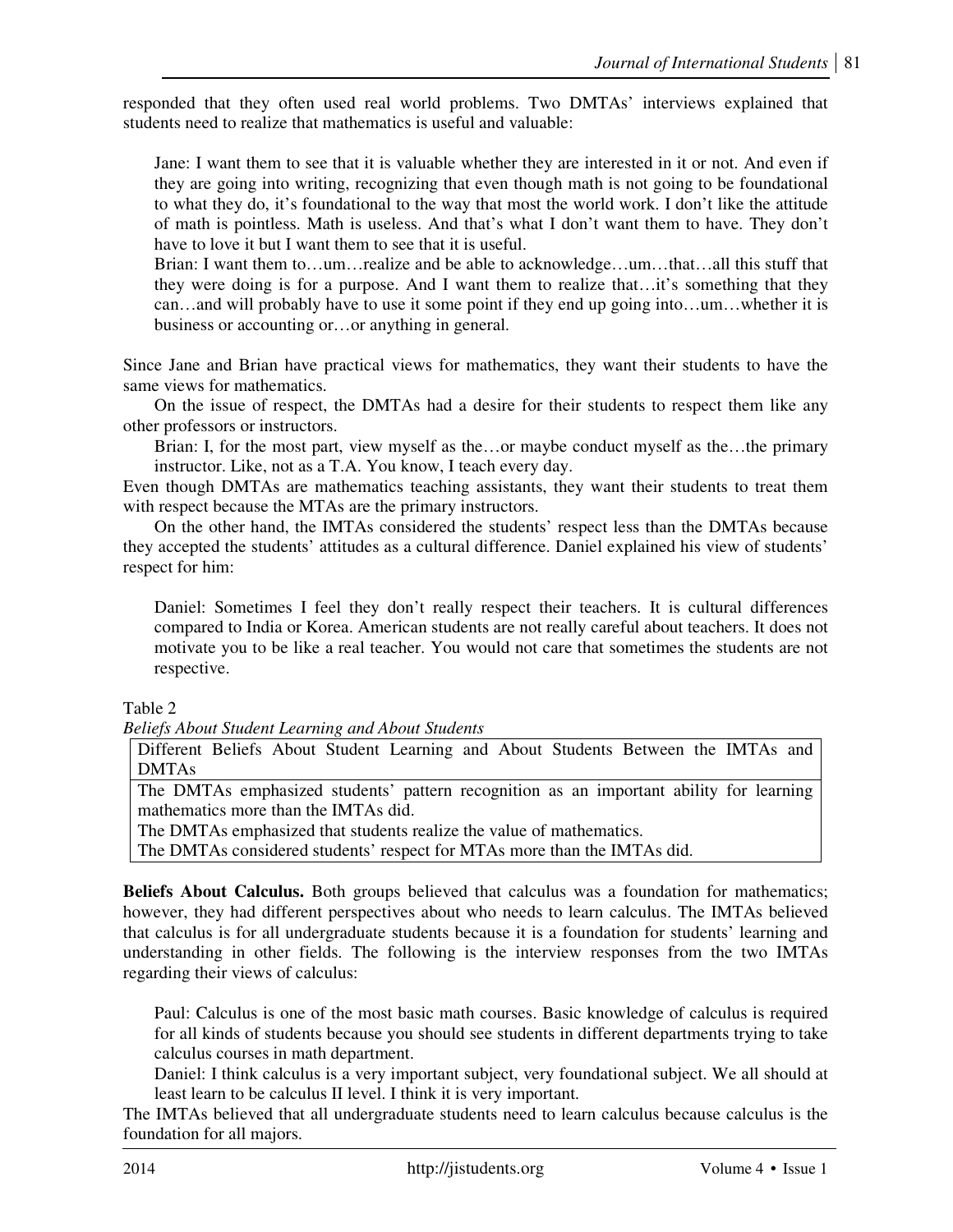responded that they often used real world problems. Two DMTAs' interviews explained that students need to realize that mathematics is useful and valuable:

> Jane: I want them to see that it is valuable whether they are interested in it or not. And even if they are going into writing, recognizing that even though math is not going to be foundational to what they do, it's foundational to the way that most the world work. I don't like the attitude of math is pointless. Math is useless. And that's what I don't want them to have. They don't have to love it but I want them to see that it is useful.
>
> Brian: I want them to…um…realize and be able to acknowledge…um…that…all this stuff that they were doing is for a purpose. And I want them to realize that…it's something that they can…and will probably have to use it some point if they end up going into…um…whether it is business or accounting or…or anything in general.

Since Jane and Brian have practical views for mathematics, they want their students to have the same views for mathematics.

On the issue of respect, the DMTAs had a desire for their students to respect them like any other professors or instructors.

> Brian: I, for the most part, view myself as the…or maybe conduct myself as the…the primary instructor. Like, not as a T.A. You know, I teach every day.

Even though DMTAs are mathematics teaching assistants, they want their students to treat them with respect because the MTAs are the primary instructors.

On the other hand, the IMTAs considered the students' respect less than the DMTAs because they accepted the students' attitudes as a cultural difference. Daniel explained his view of students' respect for him:

> Daniel: Sometimes I feel they don't really respect their teachers. It is cultural differences compared to India or Korea. American students are not really careful about teachers. It does not motivate you to be like a real teacher. You would not care that sometimes the students are not respective.

Table 2

*Beliefs About Student Learning and About Students*

| Different Beliefs About Student Learning and About Students Between the IMTAs and DMTAs |
|---|
| The DMTAs emphasized students' pattern recognition as an important ability for learning mathematics more than the IMTAs did.<br>The DMTAs emphasized that students realize the value of mathematics.<br>The DMTAs considered students' respect for MTAs more than the IMTAs did. |

**Beliefs About Calculus.** Both groups believed that calculus was a foundation for mathematics; however, they had different perspectives about who needs to learn calculus. The IMTAs believed that calculus is for all undergraduate students because it is a foundation for students' learning and understanding in other fields. The following is the interview responses from the two IMTAs regarding their views of calculus:

> Paul: Calculus is one of the most basic math courses. Basic knowledge of calculus is required for all kinds of students because you should see students in different departments trying to take calculus courses in math department.
>
> Daniel: I think calculus is a very important subject, very foundational subject. We all should at least learn to be calculus II level. I think it is very important.

The IMTAs believed that all undergraduate students need to learn calculus because calculus is the foundation for all majors.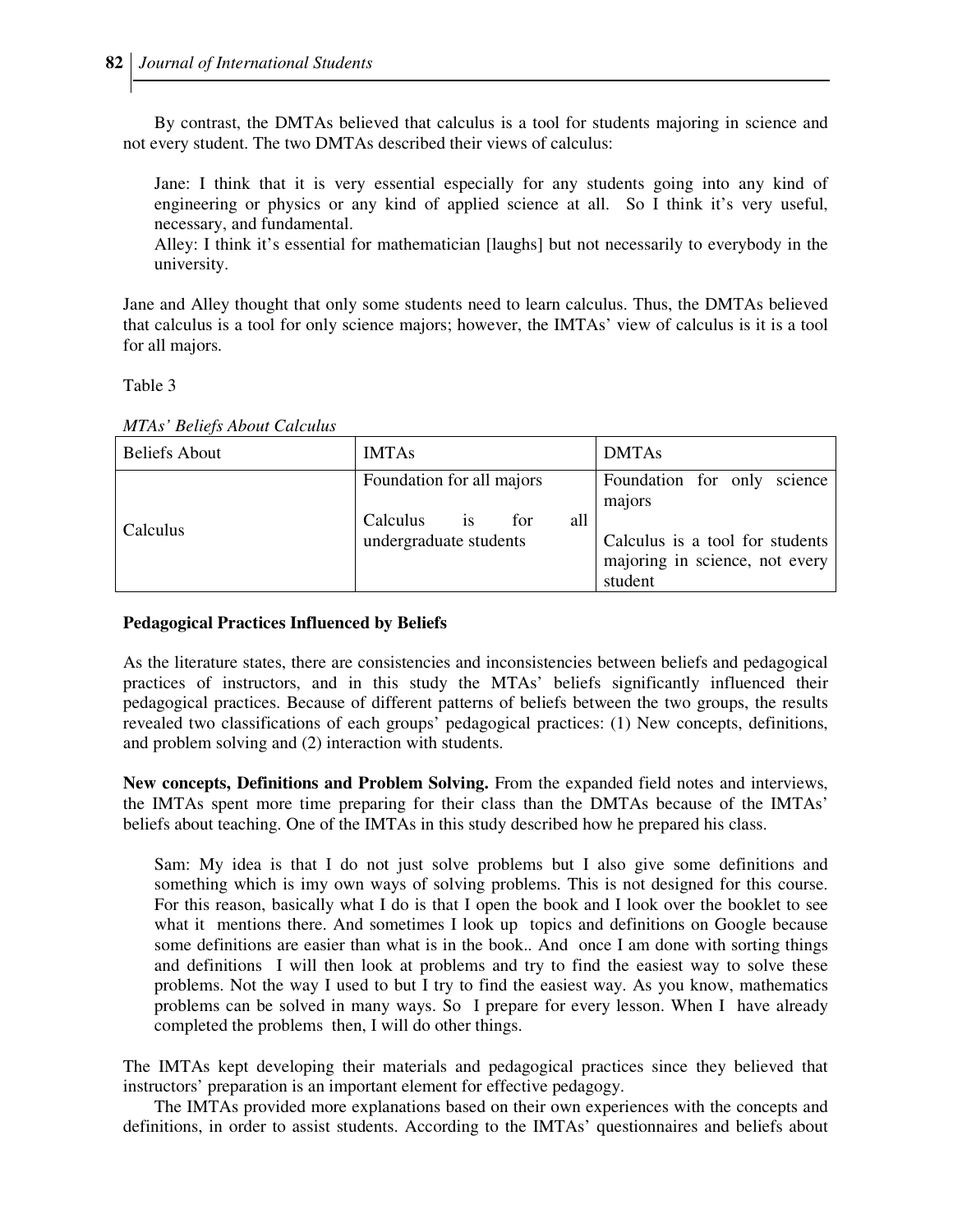By contrast, the DMTAs believed that calculus is a tool for students majoring in science and not every student. The two DMTAs described their views of calculus:

> Jane: I think that it is very essential especially for any students going into any kind of engineering or physics or any kind of applied science at all. So I think it's very useful, necessary, and fundamental.
>
> Alley: I think it's essential for mathematician [laughs] but not necessarily to everybody in the university.

Jane and Alley thought that only some students need to learn calculus. Thus, the DMTAs believed that calculus is a tool for only science majors; however, the IMTAs' view of calculus is it is a tool for all majors.

Table 3

*MTAs' Beliefs About Calculus*

| Beliefs About | IMTAs | DMTAs |
|---|---|---|
| Calculus | Foundation for all majors<br><br>Calculus is for all undergraduate students | Foundation for only science majors<br><br>Calculus is a tool for students majoring in science, not every student |

**Pedagogical Practices Influenced by Beliefs**

As the literature states, there are consistencies and inconsistencies between beliefs and pedagogical practices of instructors, and in this study the MTAs' beliefs significantly influenced their pedagogical practices. Because of different patterns of beliefs between the two groups, the results revealed two classifications of each groups' pedagogical practices: (1) New concepts, definitions, and problem solving and (2) interaction with students.

**New concepts, Definitions and Problem Solving.** From the expanded field notes and interviews, the IMTAs spent more time preparing for their class than the DMTAs because of the IMTAs' beliefs about teaching. One of the IMTAs in this study described how he prepared his class.

> Sam: My idea is that I do not just solve problems but I also give some definitions and something which is imy own ways of solving problems. This is not designed for this course. For this reason, basically what I do is that I open the book and I look over the booklet to see what it mentions there. And sometimes I look up topics and definitions on Google because some definitions are easier than what is in the book.. And once I am done with sorting things and definitions I will then look at problems and try to find the easiest way to solve these problems. Not the way I used to but I try to find the easiest way. As you know, mathematics problems can be solved in many ways. So I prepare for every lesson. When I have already completed the problems then, I will do other things.

The IMTAs kept developing their materials and pedagogical practices since they believed that instructors' preparation is an important element for effective pedagogy.

The IMTAs provided more explanations based on their own experiences with the concepts and definitions, in order to assist students. According to the IMTAs' questionnaires and beliefs about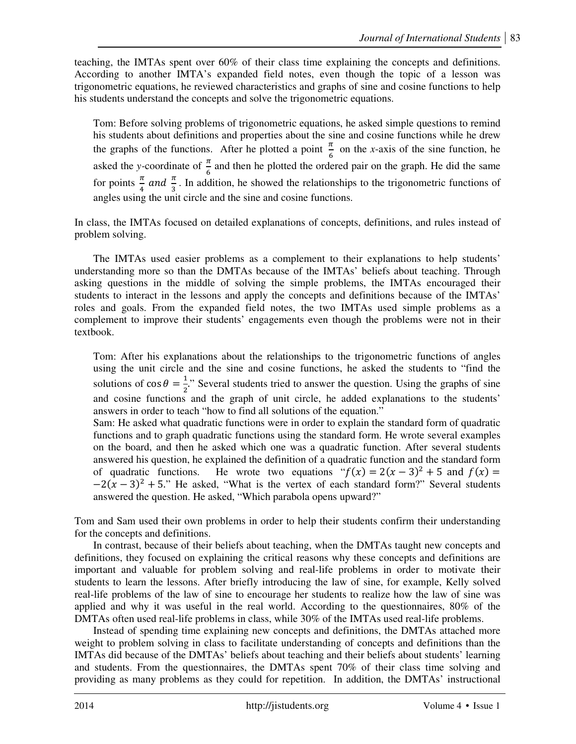teaching, the IMTAs spent over 60% of their class time explaining the concepts and definitions. According to another IMTA's expanded field notes, even though the topic of a lesson was trigonometric equations, he reviewed characteristics and graphs of sine and cosine functions to help his students understand the concepts and solve the trigonometric equations.

> Tom: Before solving problems of trigonometric equations, he asked simple questions to remind his students about definitions and properties about the sine and cosine functions while he drew the graphs of the functions. After he plotted a point $\frac{\pi}{6}$ on the *x*-axis of the sine function, he asked the *y*-coordinate of $\frac{\pi}{6}$ and then he plotted the ordered pair on the graph. He did the same for points $\frac{\pi}{4}$ *and* $\frac{\pi}{3}$. In addition, he showed the relationships to the trigonometric functions of angles using the unit circle and the sine and cosine functions.

In class, the IMTAs focused on detailed explanations of concepts, definitions, and rules instead of problem solving.

The IMTAs used easier problems as a complement to their explanations to help students' understanding more so than the DMTAs because of the IMTAs' beliefs about teaching. Through asking questions in the middle of solving the simple problems, the IMTAs encouraged their students to interact in the lessons and apply the concepts and definitions because of the IMTAs' roles and goals. From the expanded field notes, the two IMTAs used simple problems as a complement to improve their students' engagements even though the problems were not in their textbook.

> Tom: After his explanations about the relationships to the trigonometric functions of angles using the unit circle and the sine and cosine functions, he asked the students to "find the solutions of $\cos\theta = \frac{1}{2}$." Several students tried to answer the question. Using the graphs of sine and cosine functions and the graph of unit circle, he added explanations to the students' answers in order to teach "how to find all solutions of the equation."
>
> Sam: He asked what quadratic functions were in order to explain the standard form of quadratic functions and to graph quadratic functions using the standard form. He wrote several examples on the board, and then he asked which one was a quadratic function. After several students answered his question, he explained the definition of a quadratic function and the standard form of quadratic functions. He wrote two equations "$f(x) = 2(x-3)^2 + 5$ and $f(x) = -2(x-3)^2 + 5$." He asked, "What is the vertex of each standard form?" Several students answered the question. He asked, "Which parabola opens upward?"

Tom and Sam used their own problems in order to help their students confirm their understanding for the concepts and definitions.

In contrast, because of their beliefs about teaching, when the DMTAs taught new concepts and definitions, they focused on explaining the critical reasons why these concepts and definitions are important and valuable for problem solving and real-life problems in order to motivate their students to learn the lessons. After briefly introducing the law of sine, for example, Kelly solved real-life problems of the law of sine to encourage her students to realize how the law of sine was applied and why it was useful in the real world. According to the questionnaires, 80% of the DMTAs often used real-life problems in class, while 30% of the IMTAs used real-life problems.

Instead of spending time explaining new concepts and definitions, the DMTAs attached more weight to problem solving in class to facilitate understanding of concepts and definitions than the IMTAs did because of the DMTAs' beliefs about teaching and their beliefs about students' learning and students. From the questionnaires, the DMTAs spent 70% of their class time solving and providing as many problems as they could for repetition. In addition, the DMTAs' instructional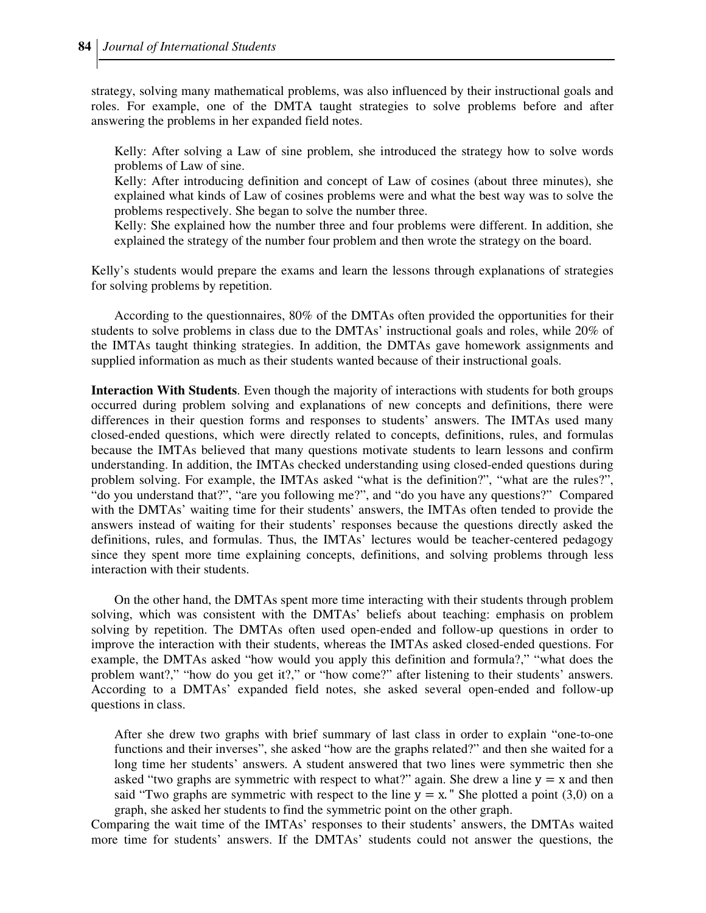strategy, solving many mathematical problems, was also influenced by their instructional goals and roles. For example, one of the DMTA taught strategies to solve problems before and after answering the problems in her expanded field notes.

> Kelly: After solving a Law of sine problem, she introduced the strategy how to solve words problems of Law of sine.
>
> Kelly: After introducing definition and concept of Law of cosines (about three minutes), she explained what kinds of Law of cosines problems were and what the best way was to solve the problems respectively. She began to solve the number three.
>
> Kelly: She explained how the number three and four problems were different. In addition, she explained the strategy of the number four problem and then wrote the strategy on the board.

Kelly's students would prepare the exams and learn the lessons through explanations of strategies for solving problems by repetition.

According to the questionnaires, 80% of the DMTAs often provided the opportunities for their students to solve problems in class due to the DMTAs' instructional goals and roles, while 20% of the IMTAs taught thinking strategies. In addition, the DMTAs gave homework assignments and supplied information as much as their students wanted because of their instructional goals.

**Interaction With Students**. Even though the majority of interactions with students for both groups occurred during problem solving and explanations of new concepts and definitions, there were differences in their question forms and responses to students' answers. The IMTAs used many closed-ended questions, which were directly related to concepts, definitions, rules, and formulas because the IMTAs believed that many questions motivate students to learn lessons and confirm understanding. In addition, the IMTAs checked understanding using closed-ended questions during problem solving. For example, the IMTAs asked "what is the definition?", "what are the rules?", "do you understand that?", "are you following me?", and "do you have any questions?" Compared with the DMTAs' waiting time for their students' answers, the IMTAs often tended to provide the answers instead of waiting for their students' responses because the questions directly asked the definitions, rules, and formulas. Thus, the IMTAs' lectures would be teacher-centered pedagogy since they spent more time explaining concepts, definitions, and solving problems through less interaction with their students.

On the other hand, the DMTAs spent more time interacting with their students through problem solving, which was consistent with the DMTAs' beliefs about teaching: emphasis on problem solving by repetition. The DMTAs often used open-ended and follow-up questions in order to improve the interaction with their students, whereas the IMTAs asked closed-ended questions. For example, the DMTAs asked "how would you apply this definition and formula?," "what does the problem want?," "how do you get it?," or "how come?" after listening to their students' answers. According to a DMTAs' expanded field notes, she asked several open-ended and follow-up questions in class.

> After she drew two graphs with brief summary of last class in order to explain "one-to-one functions and their inverses", she asked "how are the graphs related?" and then she waited for a long time her students' answers. A student answered that two lines were symmetric then she asked "two graphs are symmetric with respect to what?" again. She drew a line $y = x$ and then said "Two graphs are symmetric with respect to the line $y = x$." She plotted a point (3,0) on a graph, she asked her students to find the symmetric point on the other graph.

Comparing the wait time of the IMTAs' responses to their students' answers, the DMTAs waited more time for students' answers. If the DMTAs' students could not answer the questions, the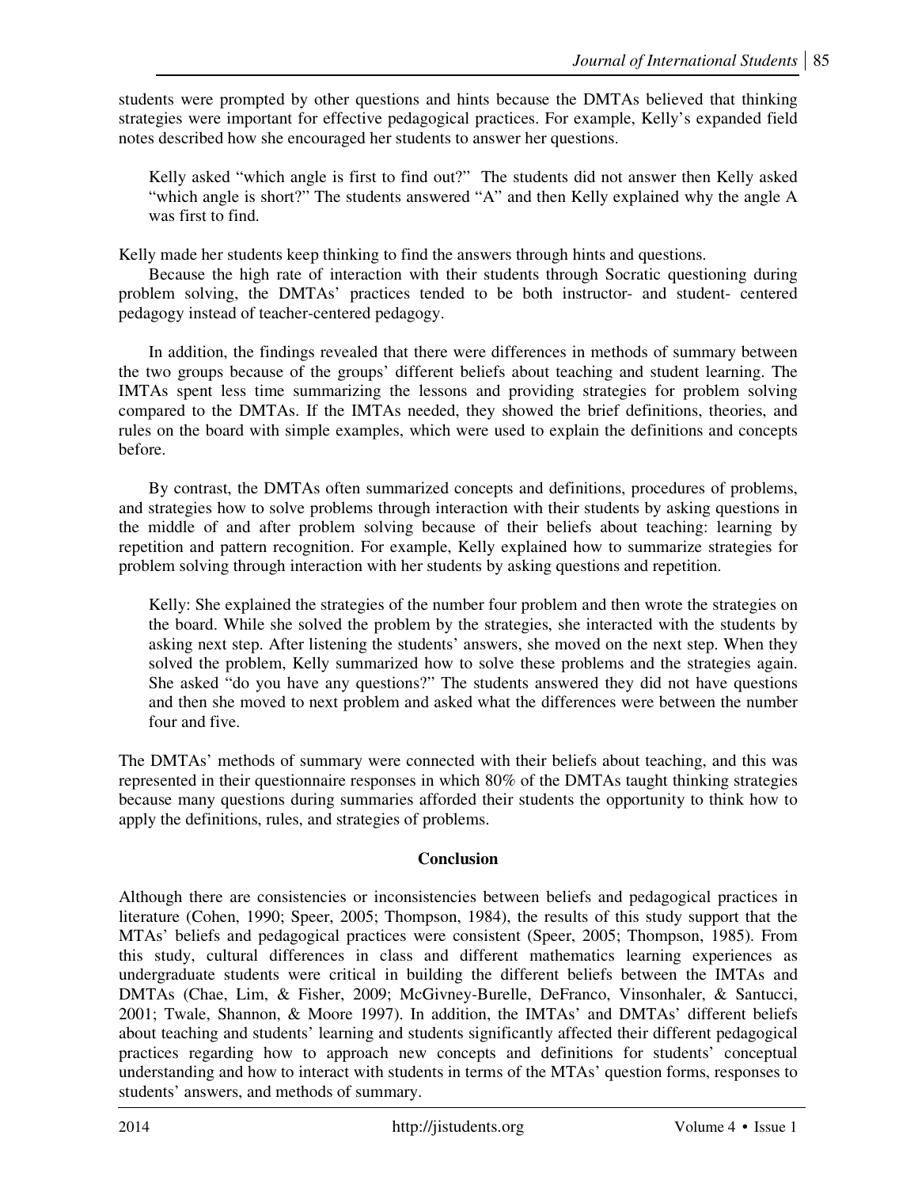students were prompted by other questions and hints because the DMTAs believed that thinking strategies were important for effective pedagogical practices. For example, Kelly's expanded field notes described how she encouraged her students to answer her questions.

> Kelly asked "which angle is first to find out?" The students did not answer then Kelly asked "which angle is short?" The students answered "A" and then Kelly explained why the angle A was first to find.

Kelly made her students keep thinking to find the answers through hints and questions.

Because the high rate of interaction with their students through Socratic questioning during problem solving, the DMTAs' practices tended to be both instructor- and student- centered pedagogy instead of teacher-centered pedagogy.

In addition, the findings revealed that there were differences in methods of summary between the two groups because of the groups' different beliefs about teaching and student learning. The IMTAs spent less time summarizing the lessons and providing strategies for problem solving compared to the DMTAs. If the IMTAs needed, they showed the brief definitions, theories, and rules on the board with simple examples, which were used to explain the definitions and concepts before.

By contrast, the DMTAs often summarized concepts and definitions, procedures of problems, and strategies how to solve problems through interaction with their students by asking questions in the middle of and after problem solving because of their beliefs about teaching: learning by repetition and pattern recognition. For example, Kelly explained how to summarize strategies for problem solving through interaction with her students by asking questions and repetition.

> Kelly: She explained the strategies of the number four problem and then wrote the strategies on the board. While she solved the problem by the strategies, she interacted with the students by asking next step. After listening the students' answers, she moved on the next step. When they solved the problem, Kelly summarized how to solve these problems and the strategies again. She asked "do you have any questions?" The students answered they did not have questions and then she moved to next problem and asked what the differences were between the number four and five.

The DMTAs' methods of summary were connected with their beliefs about teaching, and this was represented in their questionnaire responses in which 80% of the DMTAs taught thinking strategies because many questions during summaries afforded their students the opportunity to think how to apply the definitions, rules, and strategies of problems.

## Conclusion

Although there are consistencies or inconsistencies between beliefs and pedagogical practices in literature (Cohen, 1990; Speer, 2005; Thompson, 1984), the results of this study support that the MTAs' beliefs and pedagogical practices were consistent (Speer, 2005; Thompson, 1985). From this study, cultural differences in class and different mathematics learning experiences as undergraduate students were critical in building the different beliefs between the IMTAs and DMTAs (Chae, Lim, & Fisher, 2009; McGivney-Burelle, DeFranco, Vinsonhaler, & Santucci, 2001; Twale, Shannon, & Moore 1997). In addition, the IMTAs' and DMTAs' different beliefs about teaching and students' learning and students significantly affected their different pedagogical practices regarding how to approach new concepts and definitions for students' conceptual understanding and how to interact with students in terms of the MTAs' question forms, responses to students' answers, and methods of summary.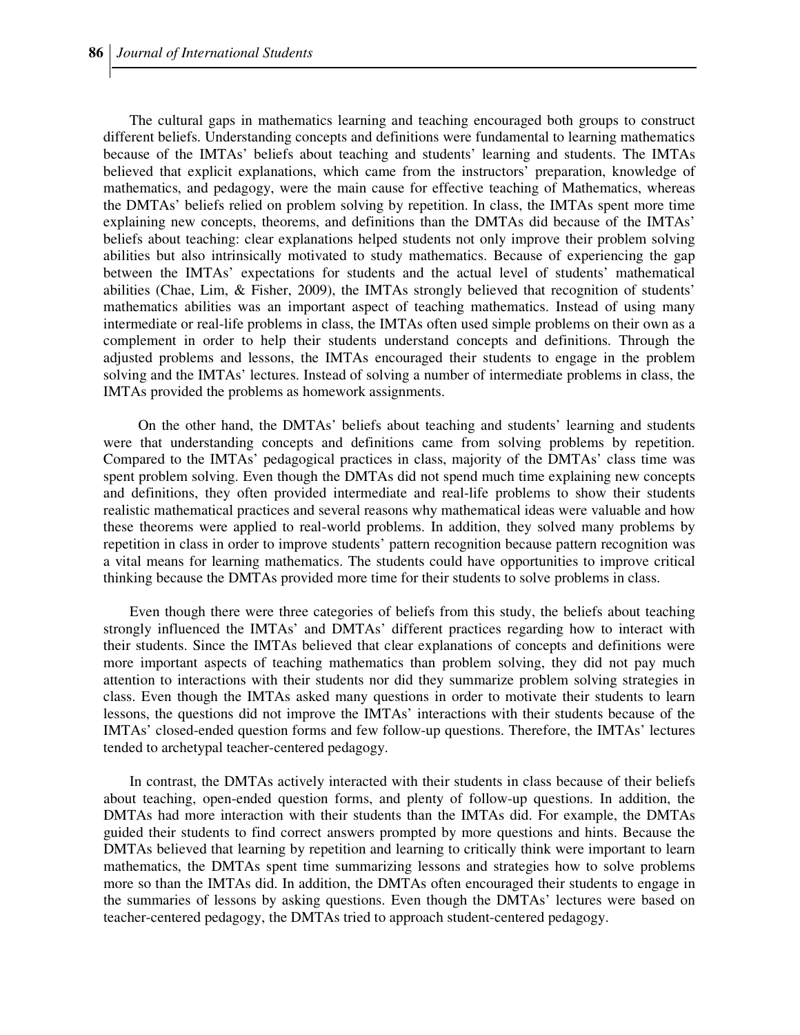The cultural gaps in mathematics learning and teaching encouraged both groups to construct different beliefs. Understanding concepts and definitions were fundamental to learning mathematics because of the IMTAs' beliefs about teaching and students' learning and students. The IMTAs believed that explicit explanations, which came from the instructors' preparation, knowledge of mathematics, and pedagogy, were the main cause for effective teaching of Mathematics, whereas the DMTAs' beliefs relied on problem solving by repetition. In class, the IMTAs spent more time explaining new concepts, theorems, and definitions than the DMTAs did because of the IMTAs' beliefs about teaching: clear explanations helped students not only improve their problem solving abilities but also intrinsically motivated to study mathematics. Because of experiencing the gap between the IMTAs' expectations for students and the actual level of students' mathematical abilities (Chae, Lim, & Fisher, 2009), the IMTAs strongly believed that recognition of students' mathematics abilities was an important aspect of teaching mathematics. Instead of using many intermediate or real-life problems in class, the IMTAs often used simple problems on their own as a complement in order to help their students understand concepts and definitions. Through the adjusted problems and lessons, the IMTAs encouraged their students to engage in the problem solving and the IMTAs' lectures. Instead of solving a number of intermediate problems in class, the IMTAs provided the problems as homework assignments.

On the other hand, the DMTAs' beliefs about teaching and students' learning and students were that understanding concepts and definitions came from solving problems by repetition. Compared to the IMTAs' pedagogical practices in class, majority of the DMTAs' class time was spent problem solving. Even though the DMTAs did not spend much time explaining new concepts and definitions, they often provided intermediate and real-life problems to show their students realistic mathematical practices and several reasons why mathematical ideas were valuable and how these theorems were applied to real-world problems. In addition, they solved many problems by repetition in class in order to improve students' pattern recognition because pattern recognition was a vital means for learning mathematics. The students could have opportunities to improve critical thinking because the DMTAs provided more time for their students to solve problems in class.

Even though there were three categories of beliefs from this study, the beliefs about teaching strongly influenced the IMTAs' and DMTAs' different practices regarding how to interact with their students. Since the IMTAs believed that clear explanations of concepts and definitions were more important aspects of teaching mathematics than problem solving, they did not pay much attention to interactions with their students nor did they summarize problem solving strategies in class. Even though the IMTAs asked many questions in order to motivate their students to learn lessons, the questions did not improve the IMTAs' interactions with their students because of the IMTAs' closed-ended question forms and few follow-up questions. Therefore, the IMTAs' lectures tended to archetypal teacher-centered pedagogy.

In contrast, the DMTAs actively interacted with their students in class because of their beliefs about teaching, open-ended question forms, and plenty of follow-up questions. In addition, the DMTAs had more interaction with their students than the IMTAs did. For example, the DMTAs guided their students to find correct answers prompted by more questions and hints. Because the DMTAs believed that learning by repetition and learning to critically think were important to learn mathematics, the DMTAs spent time summarizing lessons and strategies how to solve problems more so than the IMTAs did. In addition, the DMTAs often encouraged their students to engage in the summaries of lessons by asking questions. Even though the DMTAs' lectures were based on teacher-centered pedagogy, the DMTAs tried to approach student-centered pedagogy.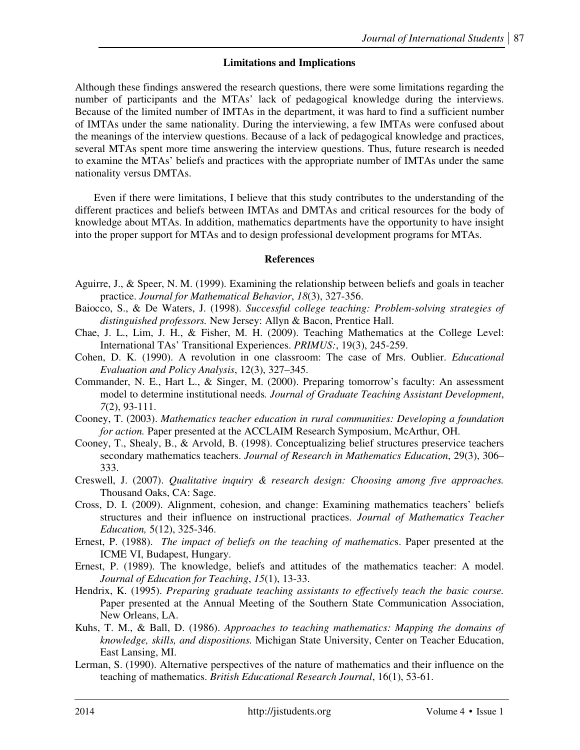## Limitations and Implications

Although these findings answered the research questions, there were some limitations regarding the number of participants and the MTAs' lack of pedagogical knowledge during the interviews. Because of the limited number of IMTAs in the department, it was hard to find a sufficient number of IMTAs under the same nationality. During the interviewing, a few IMTAs were confused about the meanings of the interview questions. Because of a lack of pedagogical knowledge and practices, several MTAs spent more time answering the interview questions. Thus, future research is needed to examine the MTAs' beliefs and practices with the appropriate number of IMTAs under the same nationality versus DMTAs.

Even if there were limitations, I believe that this study contributes to the understanding of the different practices and beliefs between IMTAs and DMTAs and critical resources for the body of knowledge about MTAs. In addition, mathematics departments have the opportunity to have insight into the proper support for MTAs and to design professional development programs for MTAs.

## References

Aguirre, J., & Speer, N. M. (1999). Examining the relationship between beliefs and goals in teacher practice. *Journal for Mathematical Behavior*, *18*(3), 327-356.

Baiocco, S., & De Waters, J. (1998). *Successful college teaching: Problem-solving strategies of distinguished professors.* New Jersey: Allyn & Bacon, Prentice Hall.

Chae, J. L., Lim, J. H., & Fisher, M. H. (2009). Teaching Mathematics at the College Level: International TAs' Transitional Experiences. *PRIMUS:*, 19(3), 245-259.

Cohen, D. K. (1990). A revolution in one classroom: The case of Mrs. Oublier. *Educational Evaluation and Policy Analysis*, 12(3), 327–345.

Commander, N. E., Hart L., & Singer, M. (2000). Preparing tomorrow's faculty: An assessment model to determine institutional needs*. Journal of Graduate Teaching Assistant Development*, *7*(2), 93-111.

Cooney, T. (2003). *Mathematics teacher education in rural communities: Developing a foundation for action.* Paper presented at the ACCLAIM Research Symposium, McArthur, OH.

Cooney, T., Shealy, B., & Arvold, B. (1998). Conceptualizing belief structures preservice teachers secondary mathematics teachers. *Journal of Research in Mathematics Education*, 29(3), 306–333.

Creswell, J. (2007). *Qualitative inquiry & research design: Choosing among five approaches.* Thousand Oaks, CA: Sage.

Cross, D. I. (2009). Alignment, cohesion, and change: Examining mathematics teachers' beliefs structures and their influence on instructional practices. *Journal of Mathematics Teacher Education,* 5(12), 325-346.

Ernest, P. (1988). *The impact of beliefs on the teaching of mathematic*s. Paper presented at the ICME VI, Budapest, Hungary.

Ernest, P. (1989). The knowledge, beliefs and attitudes of the mathematics teacher: A model. *Journal of Education for Teaching*, *15*(1), 13-33.

Hendrix, K. (1995). *Preparing graduate teaching assistants to effectively teach the basic course.* Paper presented at the Annual Meeting of the Southern State Communication Association, New Orleans, LA.

Kuhs, T. M., & Ball, D. (1986). *Approaches to teaching mathematics: Mapping the domains of knowledge, skills, and dispositions.* Michigan State University, Center on Teacher Education, East Lansing, MI.

Lerman, S. (1990). Alternative perspectives of the nature of mathematics and their influence on the teaching of mathematics. *British Educational Research Journal*, 16(1), 53-61.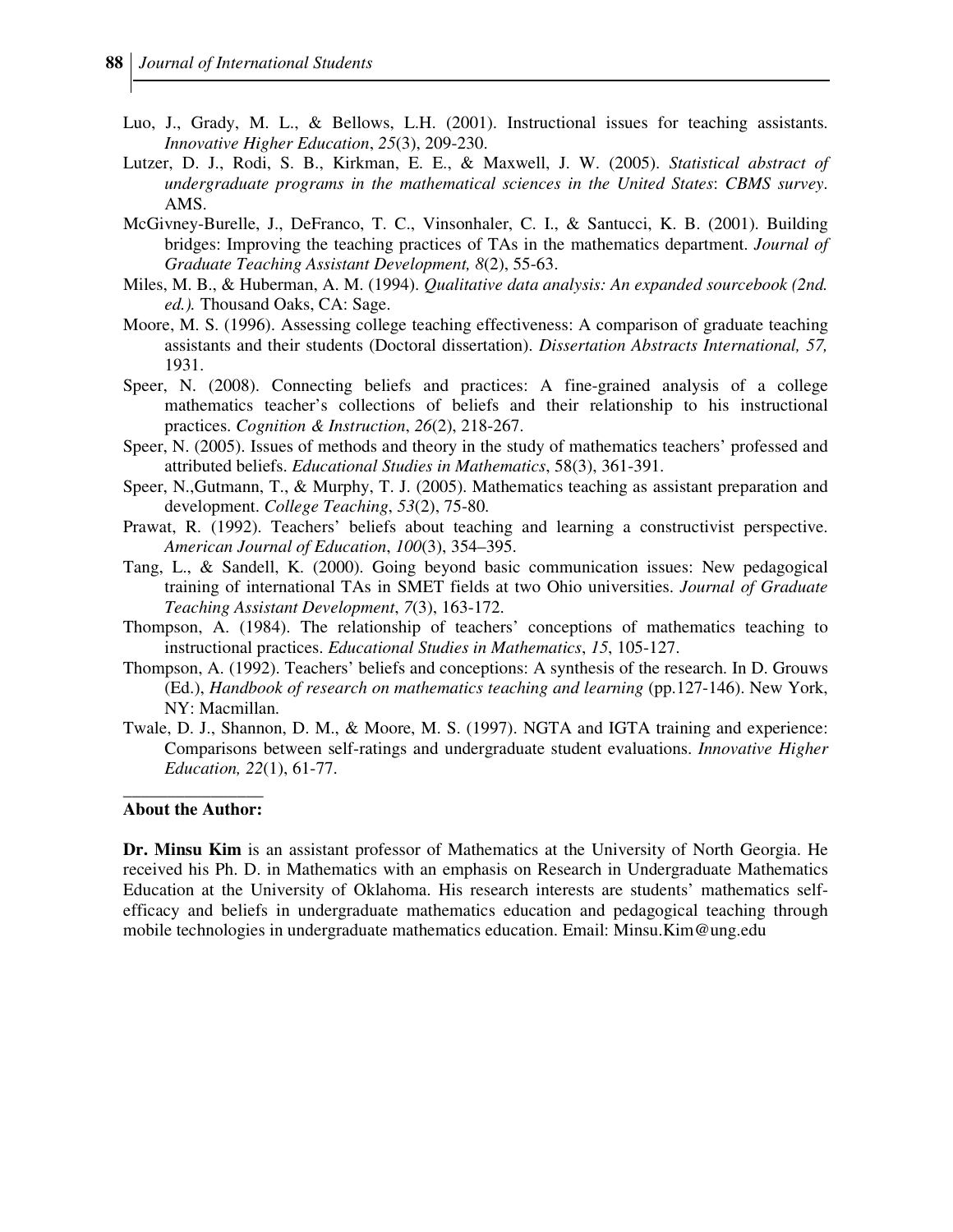Luo, J., Grady, M. L., & Bellows, L.H. (2001). Instructional issues for teaching assistants. *Innovative Higher Education*, *25*(3), 209-230.

Lutzer, D. J., Rodi, S. B., Kirkman, E. E., & Maxwell, J. W. (2005). *Statistical abstract of undergraduate programs in the mathematical sciences in the United States*: *CBMS survey*. AMS.

McGivney-Burelle, J., DeFranco, T. C., Vinsonhaler, C. I., & Santucci, K. B. (2001). Building bridges: Improving the teaching practices of TAs in the mathematics department. *Journal of Graduate Teaching Assistant Development, 8*(2), 55-63.

Miles, M. B., & Huberman, A. M. (1994). *Qualitative data analysis: An expanded sourcebook (2nd. ed.).* Thousand Oaks, CA: Sage.

Moore, M. S. (1996). Assessing college teaching effectiveness: A comparison of graduate teaching assistants and their students (Doctoral dissertation). *Dissertation Abstracts International, 57,* 1931.

Speer, N. (2008). Connecting beliefs and practices: A fine-grained analysis of a college mathematics teacher's collections of beliefs and their relationship to his instructional practices. *Cognition & Instruction*, *26*(2), 218-267.

Speer, N. (2005). Issues of methods and theory in the study of mathematics teachers' professed and attributed beliefs. *Educational Studies in Mathematics*, 58(3), 361-391.

Speer, N.,Gutmann, T., & Murphy, T. J. (2005). Mathematics teaching as assistant preparation and development. *College Teaching*, *53*(2), 75-80.

Prawat, R. (1992). Teachers' beliefs about teaching and learning a constructivist perspective. *American Journal of Education*, *100*(3), 354–395.

Tang, L., & Sandell, K. (2000). Going beyond basic communication issues: New pedagogical training of international TAs in SMET fields at two Ohio universities. *Journal of Graduate Teaching Assistant Development*, *7*(3), 163-172.

Thompson, A. (1984). The relationship of teachers' conceptions of mathematics teaching to instructional practices. *Educational Studies in Mathematics*, *15*, 105-127.

Thompson, A. (1992). Teachers' beliefs and conceptions: A synthesis of the research. In D. Grouws (Ed.), *Handbook of research on mathematics teaching and learning* (pp.127-146). New York, NY: Macmillan.

Twale, D. J., Shannon, D. M., & Moore, M. S. (1997). NGTA and IGTA training and experience: Comparisons between self-ratings and undergraduate student evaluations. *Innovative Higher Education, 22*(1), 61-77.

---

**About the Author:**

**Dr. Minsu Kim** is an assistant professor of Mathematics at the University of North Georgia. He received his Ph. D. in Mathematics with an emphasis on Research in Undergraduate Mathematics Education at the University of Oklahoma. His research interests are students' mathematics self-efficacy and beliefs in undergraduate mathematics education and pedagogical teaching through mobile technologies in undergraduate mathematics education. Email: Minsu.Kim@ung.edu